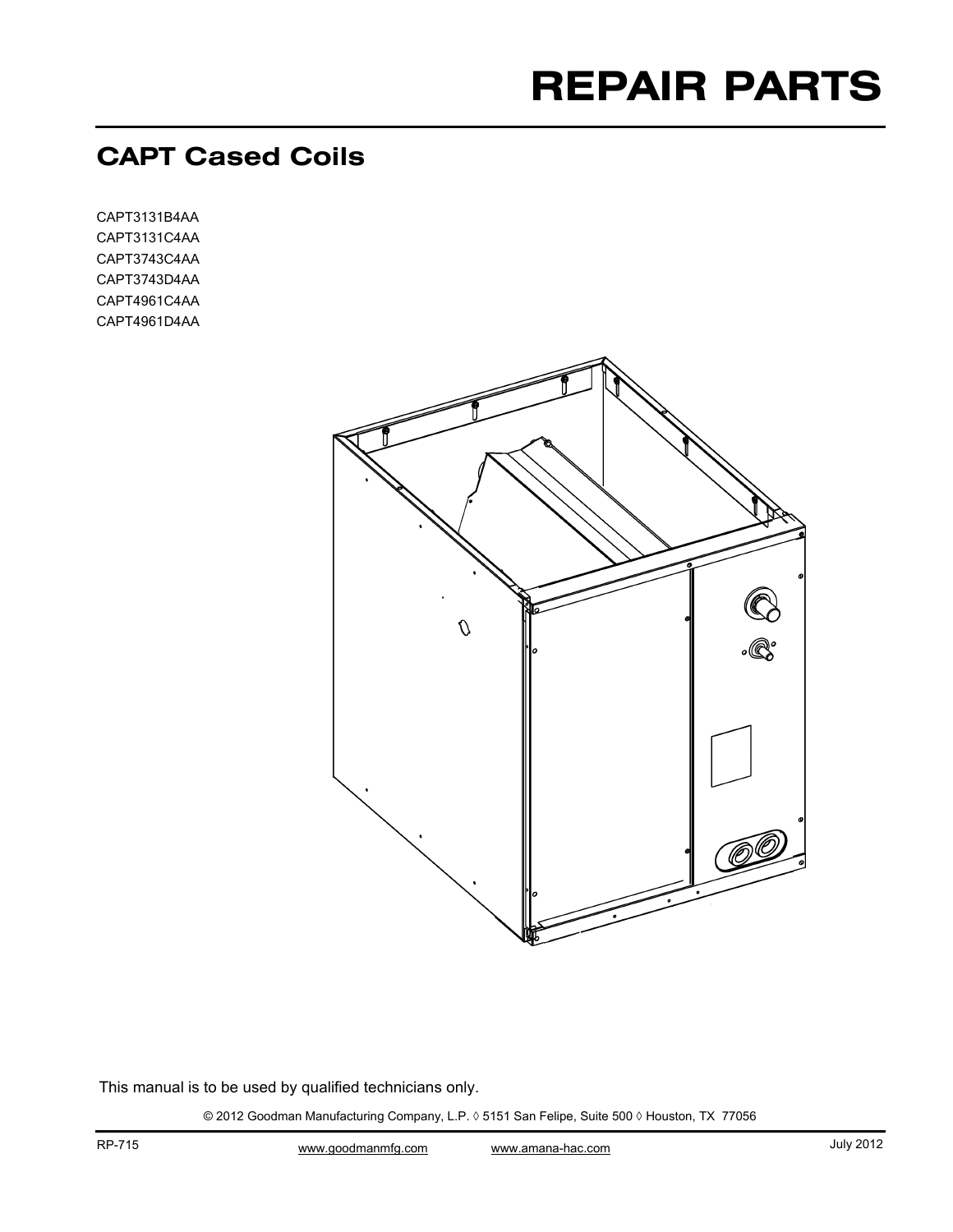# REPAIR PARTS

## CAPT Cased Coils

CAPT3131B4AA
CAPT3131C4AA
CAPT3743C4AA
CAPT3743D4AA
CAPT4961C4AA
CAPT4961D4AA

This manual is to be used by qualified technicians only.

© 2012 Goodman Manufacturing Company, L.P. ◊ 5151 San Felipe, Suite 500 ◊ Houston, TX 77056

RP-715 www.goodmanmfg.com www.amana-hac.com July 2012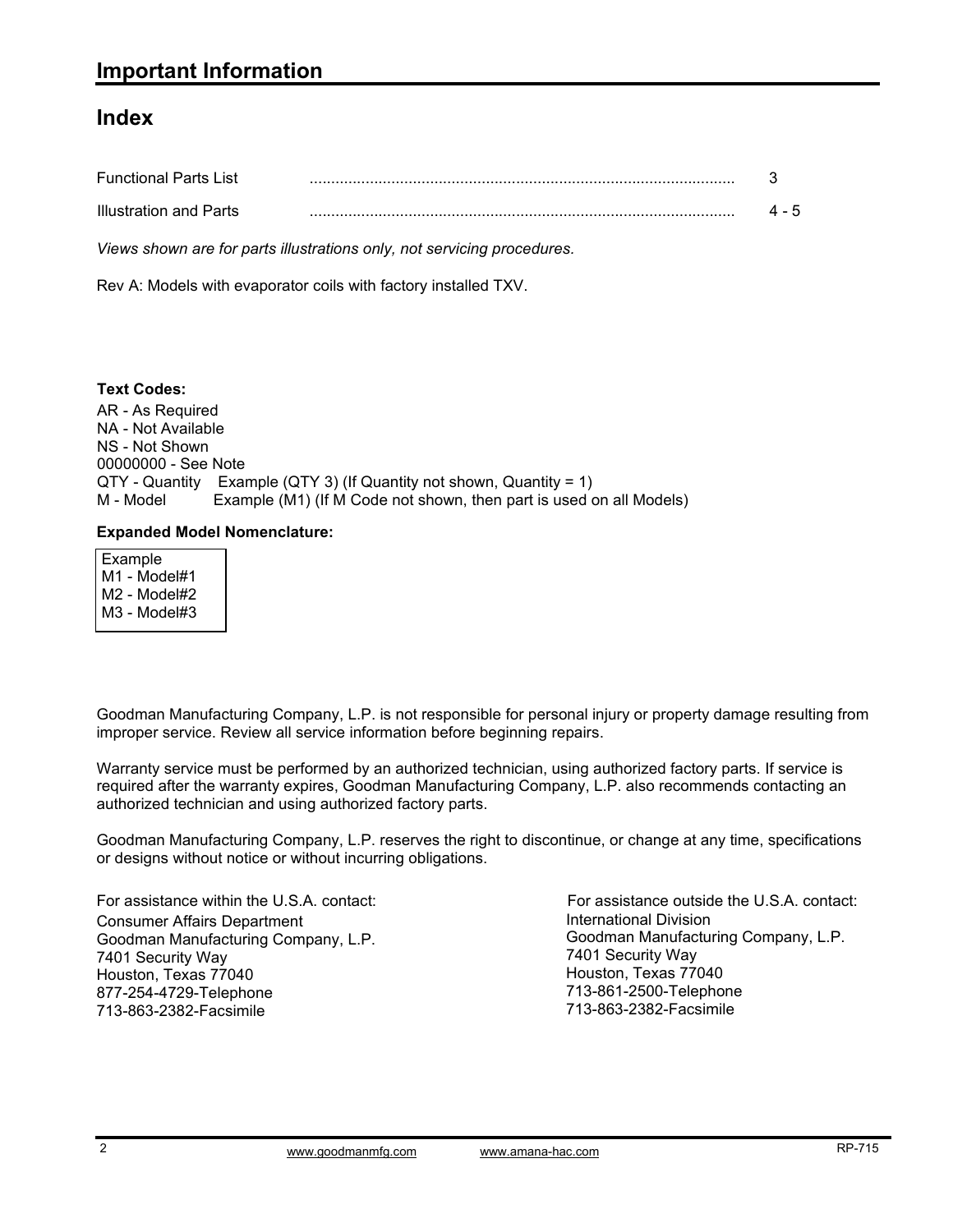## Important Information

## Index

| | | |
|---|---|---|
| Functional Parts List | ........................................................................................ | 3 |
| Illustration and Parts | ........................................................................................ | 4 - 5 |

*Views shown are for parts illustrations only, not servicing procedures.*

Rev A: Models with evaporator coils with factory installed TXV.

**Text Codes:**

AR - As Required
NA - Not Available
NS - Not Shown
00000000 - See Note
QTY - Quantity Example (QTY 3) (If Quantity not shown, Quantity = 1)
M - Model Example (M1) (If M Code not shown, then part is used on all Models)

**Expanded Model Nomenclature:**

Example
M1 - Model#1
M2 - Model#2
M3 - Model#3

Goodman Manufacturing Company, L.P. is not responsible for personal injury or property damage resulting from improper service. Review all service information before beginning repairs.

Warranty service must be performed by an authorized technician, using authorized factory parts. If service is required after the warranty expires, Goodman Manufacturing Company, L.P. also recommends contacting an authorized technician and using authorized factory parts.

Goodman Manufacturing Company, L.P. reserves the right to discontinue, or change at any time, specifications or designs without notice or without incurring obligations.

For assistance within the U.S.A. contact:
Consumer Affairs Department
Goodman Manufacturing Company, L.P.
7401 Security Way
Houston, Texas 77040
877-254-4729-Telephone
713-863-2382-Facsimile

For assistance outside the U.S.A. contact:
International Division
Goodman Manufacturing Company, L.P.
7401 Security Way
Houston, Texas 77040
713-861-2500-Telephone
713-863-2382-Facsimile

www.goodmanmfg.com www.amana-hac.com RP-715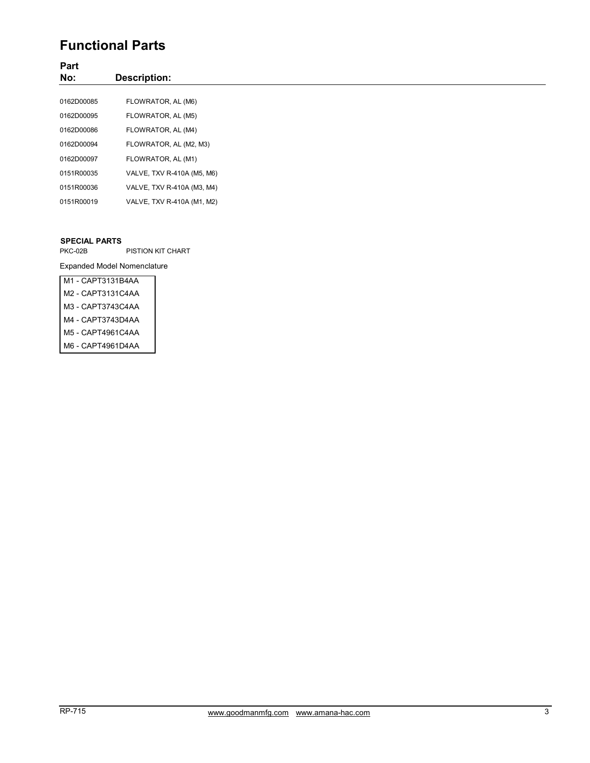# Functional Parts

| Part No: | Description: |
|---|---|
| 0162D00085 | FLOWRATOR, AL (M6) |
| 0162D00095 | FLOWRATOR, AL (M5) |
| 0162D00086 | FLOWRATOR, AL (M4) |
| 0162D00094 | FLOWRATOR, AL (M2, M3) |
| 0162D00097 | FLOWRATOR, AL (M1) |
| 0151R00035 | VALVE, TXV R-410A (M5, M6) |
| 0151R00036 | VALVE, TXV R-410A (M3, M4) |
| 0151R00019 | VALVE, TXV R-410A (M1, M2) |

**SPECIAL PARTS**

| | |
|---|---|
| PKC-02B | PISTION KIT CHART |

Expanded Model Nomenclature

| |
|---|
| M1 - CAPT3131B4AA |
| M2 - CAPT3131C4AA |
| M3 - CAPT3743C4AA |
| M4 - CAPT3743D4AA |
| M5 - CAPT4961C4AA |
| M6 - CAPT4961D4AA |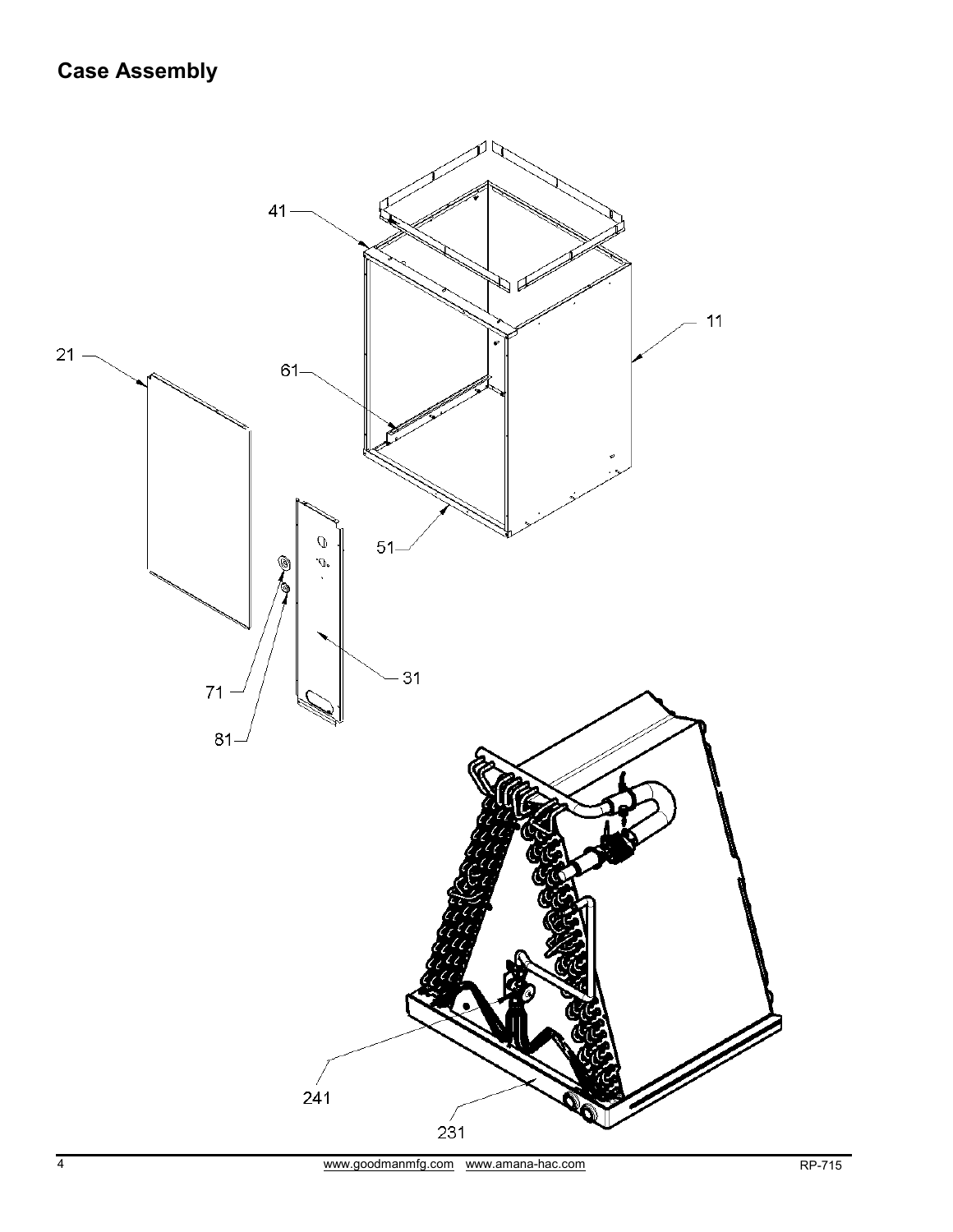## Case Assembly

41

11

21

61

51

31

71

81

241

231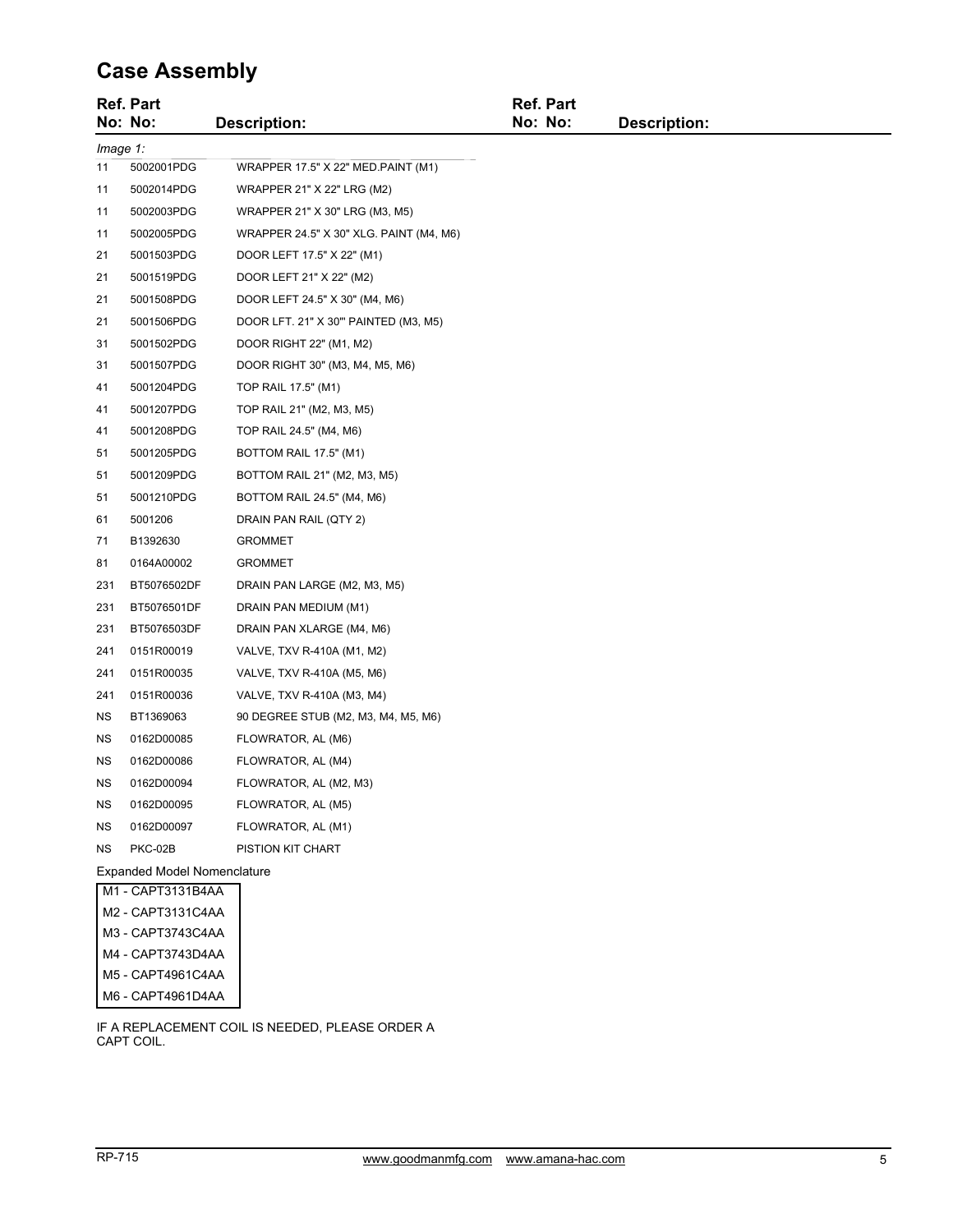## Case Assembly

| Ref. No: | Part No: | Description: | Ref. No: | Part No: | Description: |
|---|---|---|---|---|---|
| *Image 1:* | | | | | |
| 11 | 5002001PDG | WRAPPER 17.5" X 22" MED.PAINT (M1) | | | |
| 11 | 5002014PDG | WRAPPER 21" X 22" LRG (M2) | | | |
| 11 | 5002003PDG | WRAPPER 21" X 30" LRG (M3, M5) | | | |
| 11 | 5002005PDG | WRAPPER 24.5" X 30" XLG. PAINT (M4, M6) | | | |
| 21 | 5001503PDG | DOOR LEFT 17.5" X 22" (M1) | | | |
| 21 | 5001519PDG | DOOR LEFT 21" X 22" (M2) | | | |
| 21 | 5001508PDG | DOOR LEFT 24.5" X 30" (M4, M6) | | | |
| 21 | 5001506PDG | DOOR LFT. 21" X 30"' PAINTED (M3, M5) | | | |
| 31 | 5001502PDG | DOOR RIGHT 22" (M1, M2) | | | |
| 31 | 5001507PDG | DOOR RIGHT 30" (M3, M4, M5, M6) | | | |
| 41 | 5001204PDG | TOP RAIL 17.5" (M1) | | | |
| 41 | 5001207PDG | TOP RAIL 21" (M2, M3, M5) | | | |
| 41 | 5001208PDG | TOP RAIL 24.5" (M4, M6) | | | |
| 51 | 5001205PDG | BOTTOM RAIL 17.5" (M1) | | | |
| 51 | 5001209PDG | BOTTOM RAIL 21" (M2, M3, M5) | | | |
| 51 | 5001210PDG | BOTTOM RAIL 24.5" (M4, M6) | | | |
| 61 | 5001206 | DRAIN PAN RAIL (QTY 2) | | | |
| 71 | B1392630 | GROMMET | | | |
| 81 | 0164A00002 | GROMMET | | | |
| 231 | BT5076502DF | DRAIN PAN LARGE (M2, M3, M5) | | | |
| 231 | BT5076501DF | DRAIN PAN MEDIUM (M1) | | | |
| 231 | BT5076503DF | DRAIN PAN XLARGE (M4, M6) | | | |
| 241 | 0151R00019 | VALVE, TXV R-410A (M1, M2) | | | |
| 241 | 0151R00035 | VALVE, TXV R-410A (M5, M6) | | | |
| 241 | 0151R00036 | VALVE, TXV R-410A (M3, M4) | | | |
| NS | BT1369063 | 90 DEGREE STUB (M2, M3, M4, M5, M6) | | | |
| NS | 0162D00085 | FLOWRATOR, AL (M6) | | | |
| NS | 0162D00086 | FLOWRATOR, AL (M4) | | | |
| NS | 0162D00094 | FLOWRATOR, AL (M2, M3) | | | |
| NS | 0162D00095 | FLOWRATOR, AL (M5) | | | |
| NS | 0162D00097 | FLOWRATOR, AL (M1) | | | |
| NS | PKC-02B | PISTION KIT CHART | | | |

Expanded Model Nomenclature

| |
|---|
| M1 - CAPT3131B4AA |
| M2 - CAPT3131C4AA |
| M3 - CAPT3743C4AA |
| M4 - CAPT3743D4AA |
| M5 - CAPT4961C4AA |
| M6 - CAPT4961D4AA |

IF A REPLACEMENT COIL IS NEEDED, PLEASE ORDER A CAPT COIL.